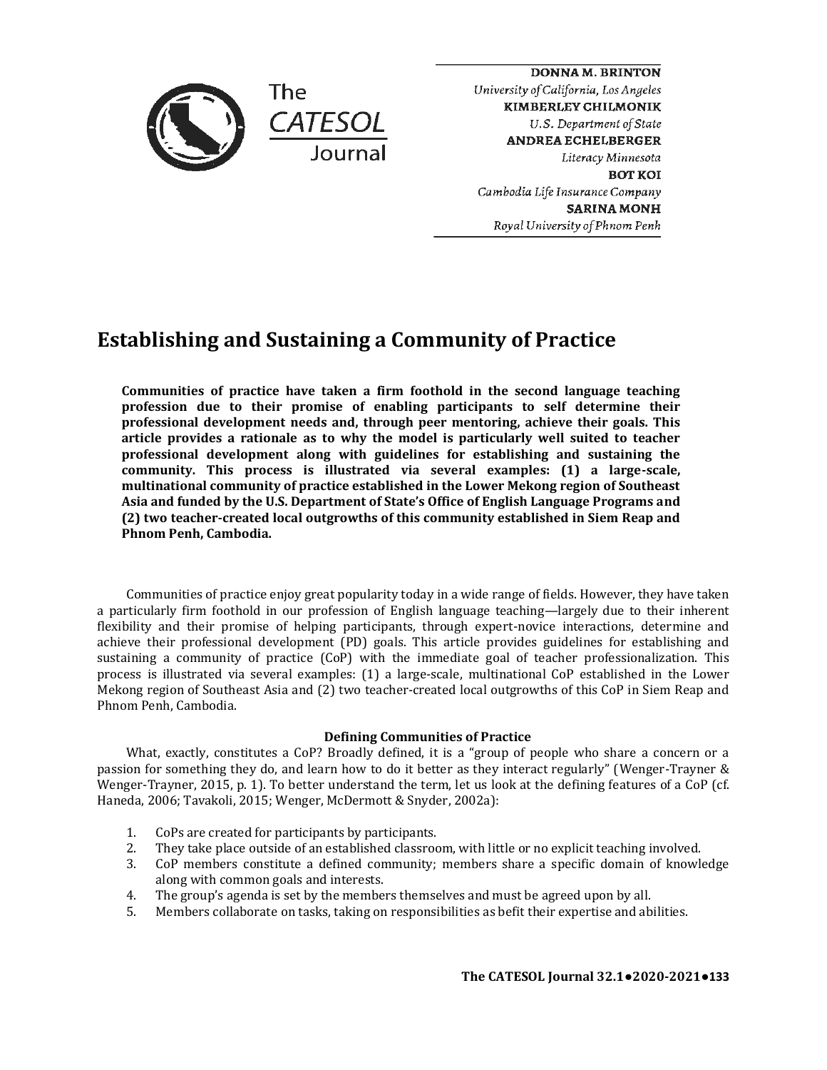**DONNA M. BRINTON**
*University of California, Los Angeles*
**KIMBERLEY CHILMONIK**
*U.S. Department of State*
**ANDREA ECHELBERGER**
*Literacy Minnesota*
**BOT KOI**
*Cambodia Life Insurance Company*
**SARINA MONH**
*Royal University of Phnom Penh*

# Establishing and Sustaining a Community of Practice

**Communities of practice have taken a firm foothold in the second language teaching profession due to their promise of enabling participants to self determine their professional development needs and, through peer mentoring, achieve their goals. This article provides a rationale as to why the model is particularly well suited to teacher professional development along with guidelines for establishing and sustaining the community. This process is illustrated via several examples: (1) a large-scale, multinational community of practice established in the Lower Mekong region of Southeast Asia and funded by the U.S. Department of State's Office of English Language Programs and (2) two teacher-created local outgrowths of this community established in Siem Reap and Phnom Penh, Cambodia.**

Communities of practice enjoy great popularity today in a wide range of fields. However, they have taken a particularly firm foothold in our profession of English language teaching—largely due to their inherent flexibility and their promise of helping participants, through expert-novice interactions, determine and achieve their professional development (PD) goals. This article provides guidelines for establishing and sustaining a community of practice (CoP) with the immediate goal of teacher professionalization. This process is illustrated via several examples: (1) a large-scale, multinational CoP established in the Lower Mekong region of Southeast Asia and (2) two teacher-created local outgrowths of this CoP in Siem Reap and Phnom Penh, Cambodia.

## Defining Communities of Practice

What, exactly, constitutes a CoP? Broadly defined, it is a "group of people who share a concern or a passion for something they do, and learn how to do it better as they interact regularly" (Wenger-Trayner & Wenger-Trayner, 2015, p. 1). To better understand the term, let us look at the defining features of a CoP (cf. Haneda, 2006; Tavakoli, 2015; Wenger, McDermott & Snyder, 2002a):

1. CoPs are created for participants by participants.
2. They take place outside of an established classroom, with little or no explicit teaching involved.
3. CoP members constitute a defined community; members share a specific domain of knowledge along with common goals and interests.
4. The group's agenda is set by the members themselves and must be agreed upon by all.
5. Members collaborate on tasks, taking on responsibilities as befit their expertise and abilities.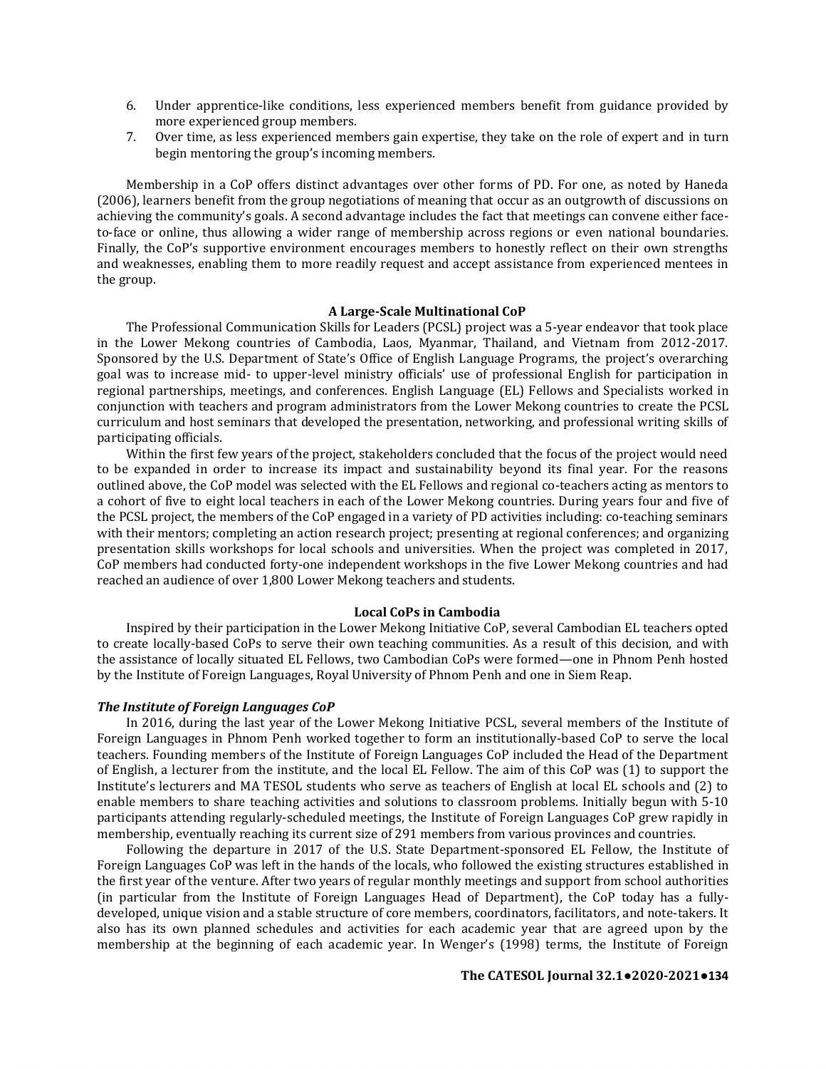6. Under apprentice-like conditions, less experienced members benefit from guidance provided by more experienced group members.
7. Over time, as less experienced members gain expertise, they take on the role of expert and in turn begin mentoring the group's incoming members.

Membership in a CoP offers distinct advantages over other forms of PD. For one, as noted by Haneda (2006), learners benefit from the group negotiations of meaning that occur as an outgrowth of discussions on achieving the community's goals. A second advantage includes the fact that meetings can convene either face-to-face or online, thus allowing a wider range of membership across regions or even national boundaries. Finally, the CoP's supportive environment encourages members to honestly reflect on their own strengths and weaknesses, enabling them to more readily request and accept assistance from experienced mentees in the group.

## A Large-Scale Multinational CoP

The Professional Communication Skills for Leaders (PCSL) project was a 5-year endeavor that took place in the Lower Mekong countries of Cambodia, Laos, Myanmar, Thailand, and Vietnam from 2012-2017. Sponsored by the U.S. Department of State's Office of English Language Programs, the project's overarching goal was to increase mid- to upper-level ministry officials' use of professional English for participation in regional partnerships, meetings, and conferences. English Language (EL) Fellows and Specialists worked in conjunction with teachers and program administrators from the Lower Mekong countries to create the PCSL curriculum and host seminars that developed the presentation, networking, and professional writing skills of participating officials.

Within the first few years of the project, stakeholders concluded that the focus of the project would need to be expanded in order to increase its impact and sustainability beyond its final year. For the reasons outlined above, the CoP model was selected with the EL Fellows and regional co-teachers acting as mentors to a cohort of five to eight local teachers in each of the Lower Mekong countries. During years four and five of the PCSL project, the members of the CoP engaged in a variety of PD activities including: co-teaching seminars with their mentors; completing an action research project; presenting at regional conferences; and organizing presentation skills workshops for local schools and universities. When the project was completed in 2017, CoP members had conducted forty-one independent workshops in the five Lower Mekong countries and had reached an audience of over 1,800 Lower Mekong teachers and students.

## Local CoPs in Cambodia

Inspired by their participation in the Lower Mekong Initiative CoP, several Cambodian EL teachers opted to create locally-based CoPs to serve their own teaching communities. As a result of this decision, and with the assistance of locally situated EL Fellows, two Cambodian CoPs were formed—one in Phnom Penh hosted by the Institute of Foreign Languages, Royal University of Phnom Penh and one in Siem Reap.

### *The Institute of Foreign Languages CoP*

In 2016, during the last year of the Lower Mekong Initiative PCSL, several members of the Institute of Foreign Languages in Phnom Penh worked together to form an institutionally-based CoP to serve the local teachers. Founding members of the Institute of Foreign Languages CoP included the Head of the Department of English, a lecturer from the institute, and the local EL Fellow. The aim of this CoP was (1) to support the Institute's lecturers and MA TESOL students who serve as teachers of English at local EL schools and (2) to enable members to share teaching activities and solutions to classroom problems. Initially begun with 5-10 participants attending regularly-scheduled meetings, the Institute of Foreign Languages CoP grew rapidly in membership, eventually reaching its current size of 291 members from various provinces and countries.

Following the departure in 2017 of the U.S. State Department-sponsored EL Fellow, the Institute of Foreign Languages CoP was left in the hands of the locals, who followed the existing structures established in the first year of the venture. After two years of regular monthly meetings and support from school authorities (in particular from the Institute of Foreign Languages Head of Department), the CoP today has a fully-developed, unique vision and a stable structure of core members, coordinators, facilitators, and note-takers. It also has its own planned schedules and activities for each academic year that are agreed upon by the membership at the beginning of each academic year. In Wenger's (1998) terms, the Institute of Foreign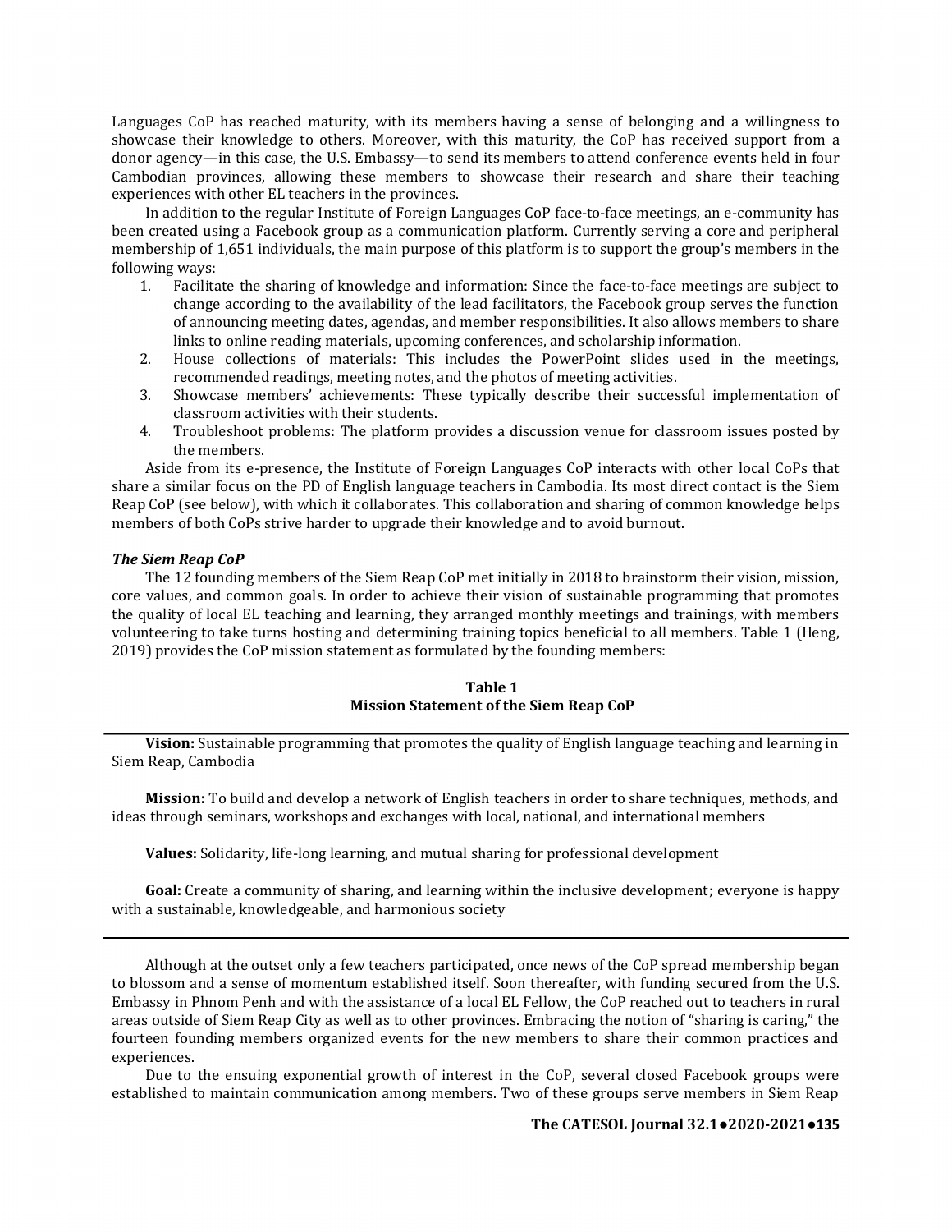Languages CoP has reached maturity, with its members having a sense of belonging and a willingness to showcase their knowledge to others. Moreover, with this maturity, the CoP has received support from a donor agency—in this case, the U.S. Embassy—to send its members to attend conference events held in four Cambodian provinces, allowing these members to showcase their research and share their teaching experiences with other EL teachers in the provinces.

In addition to the regular Institute of Foreign Languages CoP face-to-face meetings, an e-community has been created using a Facebook group as a communication platform. Currently serving a core and peripheral membership of 1,651 individuals, the main purpose of this platform is to support the group's members in the following ways:

1. Facilitate the sharing of knowledge and information: Since the face-to-face meetings are subject to change according to the availability of the lead facilitators, the Facebook group serves the function of announcing meeting dates, agendas, and member responsibilities. It also allows members to share links to online reading materials, upcoming conferences, and scholarship information.
2. House collections of materials: This includes the PowerPoint slides used in the meetings, recommended readings, meeting notes, and the photos of meeting activities.
3. Showcase members' achievements: These typically describe their successful implementation of classroom activities with their students.
4. Troubleshoot problems: The platform provides a discussion venue for classroom issues posted by the members.

Aside from its e-presence, the Institute of Foreign Languages CoP interacts with other local CoPs that share a similar focus on the PD of English language teachers in Cambodia. Its most direct contact is the Siem Reap CoP (see below), with which it collaborates. This collaboration and sharing of common knowledge helps members of both CoPs strive harder to upgrade their knowledge and to avoid burnout.

### *The Siem Reap CoP*

The 12 founding members of the Siem Reap CoP met initially in 2018 to brainstorm their vision, mission, core values, and common goals. In order to achieve their vision of sustainable programming that promotes the quality of local EL teaching and learning, they arranged monthly meetings and trainings, with members volunteering to take turns hosting and determining training topics beneficial to all members. Table 1 (Heng, 2019) provides the CoP mission statement as formulated by the founding members:

**Table 1**
**Mission Statement of the Siem Reap CoP**

**Vision:** Sustainable programming that promotes the quality of English language teaching and learning in Siem Reap, Cambodia

**Mission:** To build and develop a network of English teachers in order to share techniques, methods, and ideas through seminars, workshops and exchanges with local, national, and international members

**Values:** Solidarity, life-long learning, and mutual sharing for professional development

**Goal:** Create a community of sharing, and learning within the inclusive development; everyone is happy with a sustainable, knowledgeable, and harmonious society

Although at the outset only a few teachers participated, once news of the CoP spread membership began to blossom and a sense of momentum established itself. Soon thereafter, with funding secured from the U.S. Embassy in Phnom Penh and with the assistance of a local EL Fellow, the CoP reached out to teachers in rural areas outside of Siem Reap City as well as to other provinces. Embracing the notion of "sharing is caring," the fourteen founding members organized events for the new members to share their common practices and experiences.

Due to the ensuing exponential growth of interest in the CoP, several closed Facebook groups were established to maintain communication among members. Two of these groups serve members in Siem Reap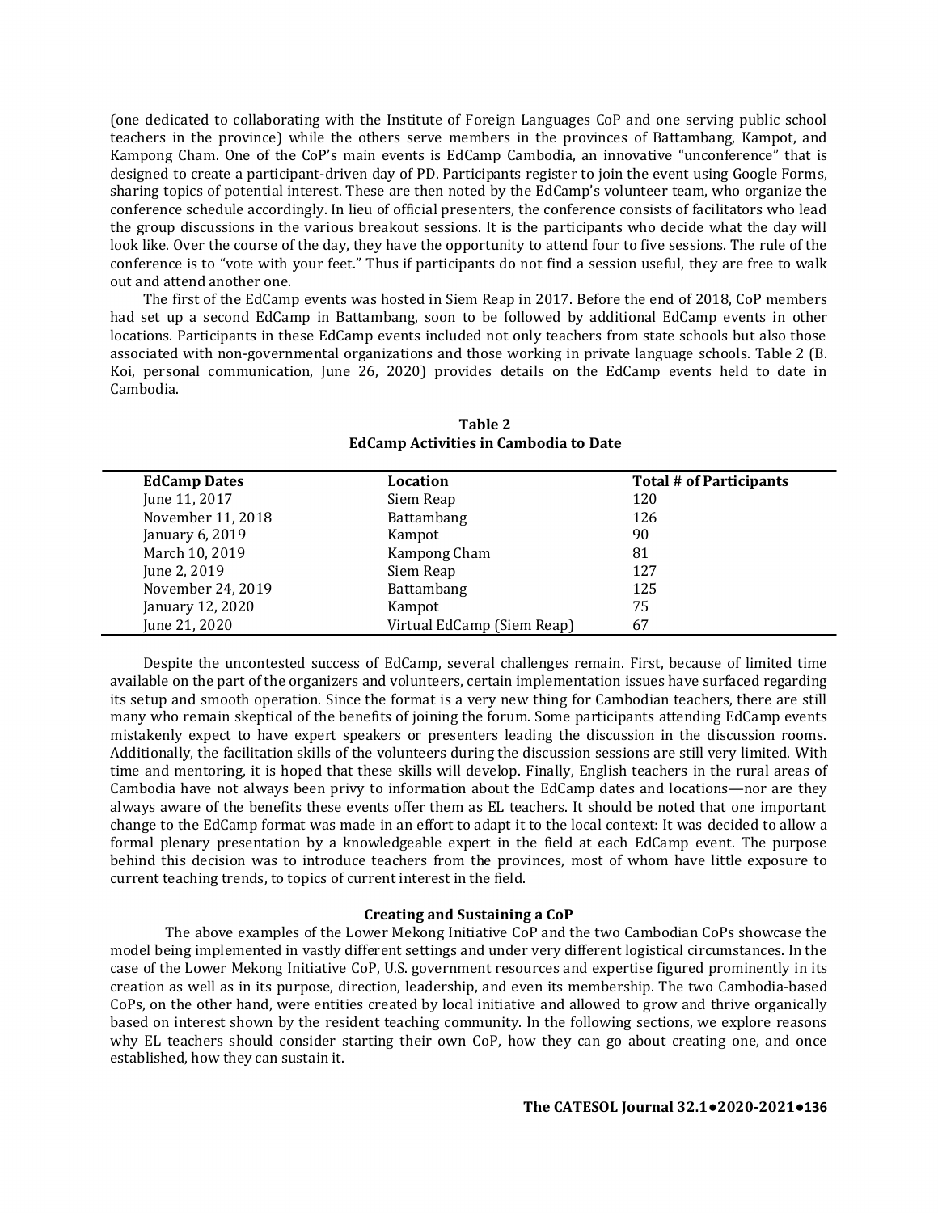(one dedicated to collaborating with the Institute of Foreign Languages CoP and one serving public school teachers in the province) while the others serve members in the provinces of Battambang, Kampot, and Kampong Cham. One of the CoP's main events is EdCamp Cambodia, an innovative "unconference" that is designed to create a participant-driven day of PD. Participants register to join the event using Google Forms, sharing topics of potential interest. These are then noted by the EdCamp's volunteer team, who organize the conference schedule accordingly. In lieu of official presenters, the conference consists of facilitators who lead the group discussions in the various breakout sessions. It is the participants who decide what the day will look like. Over the course of the day, they have the opportunity to attend four to five sessions. The rule of the conference is to "vote with your feet." Thus if participants do not find a session useful, they are free to walk out and attend another one.

The first of the EdCamp events was hosted in Siem Reap in 2017. Before the end of 2018, CoP members had set up a second EdCamp in Battambang, soon to be followed by additional EdCamp events in other locations. Participants in these EdCamp events included not only teachers from state schools but also those associated with non-governmental organizations and those working in private language schools. Table 2 (B. Koi, personal communication, June 26, 2020) provides details on the EdCamp events held to date in Cambodia.

**Table 2**
**EdCamp Activities in Cambodia to Date**

| EdCamp Dates | Location | Total # of Participants |
|---|---|---|
| June 11, 2017 | Siem Reap | 120 |
| November 11, 2018 | Battambang | 126 |
| January 6, 2019 | Kampot | 90 |
| March 10, 2019 | Kampong Cham | 81 |
| June 2, 2019 | Siem Reap | 127 |
| November 24, 2019 | Battambang | 125 |
| January 12, 2020 | Kampot | 75 |
| June 21, 2020 | Virtual EdCamp (Siem Reap) | 67 |

Despite the uncontested success of EdCamp, several challenges remain. First, because of limited time available on the part of the organizers and volunteers, certain implementation issues have surfaced regarding its setup and smooth operation. Since the format is a very new thing for Cambodian teachers, there are still many who remain skeptical of the benefits of joining the forum. Some participants attending EdCamp events mistakenly expect to have expert speakers or presenters leading the discussion in the discussion rooms. Additionally, the facilitation skills of the volunteers during the discussion sessions are still very limited. With time and mentoring, it is hoped that these skills will develop. Finally, English teachers in the rural areas of Cambodia have not always been privy to information about the EdCamp dates and locations—nor are they always aware of the benefits these events offer them as EL teachers. It should be noted that one important change to the EdCamp format was made in an effort to adapt it to the local context: It was decided to allow a formal plenary presentation by a knowledgeable expert in the field at each EdCamp event. The purpose behind this decision was to introduce teachers from the provinces, most of whom have little exposure to current teaching trends, to topics of current interest in the field.

## Creating and Sustaining a CoP

The above examples of the Lower Mekong Initiative CoP and the two Cambodian CoPs showcase the model being implemented in vastly different settings and under very different logistical circumstances. In the case of the Lower Mekong Initiative CoP, U.S. government resources and expertise figured prominently in its creation as well as in its purpose, direction, leadership, and even its membership. The two Cambodia-based CoPs, on the other hand, were entities created by local initiative and allowed to grow and thrive organically based on interest shown by the resident teaching community. In the following sections, we explore reasons why EL teachers should consider starting their own CoP, how they can go about creating one, and once established, how they can sustain it.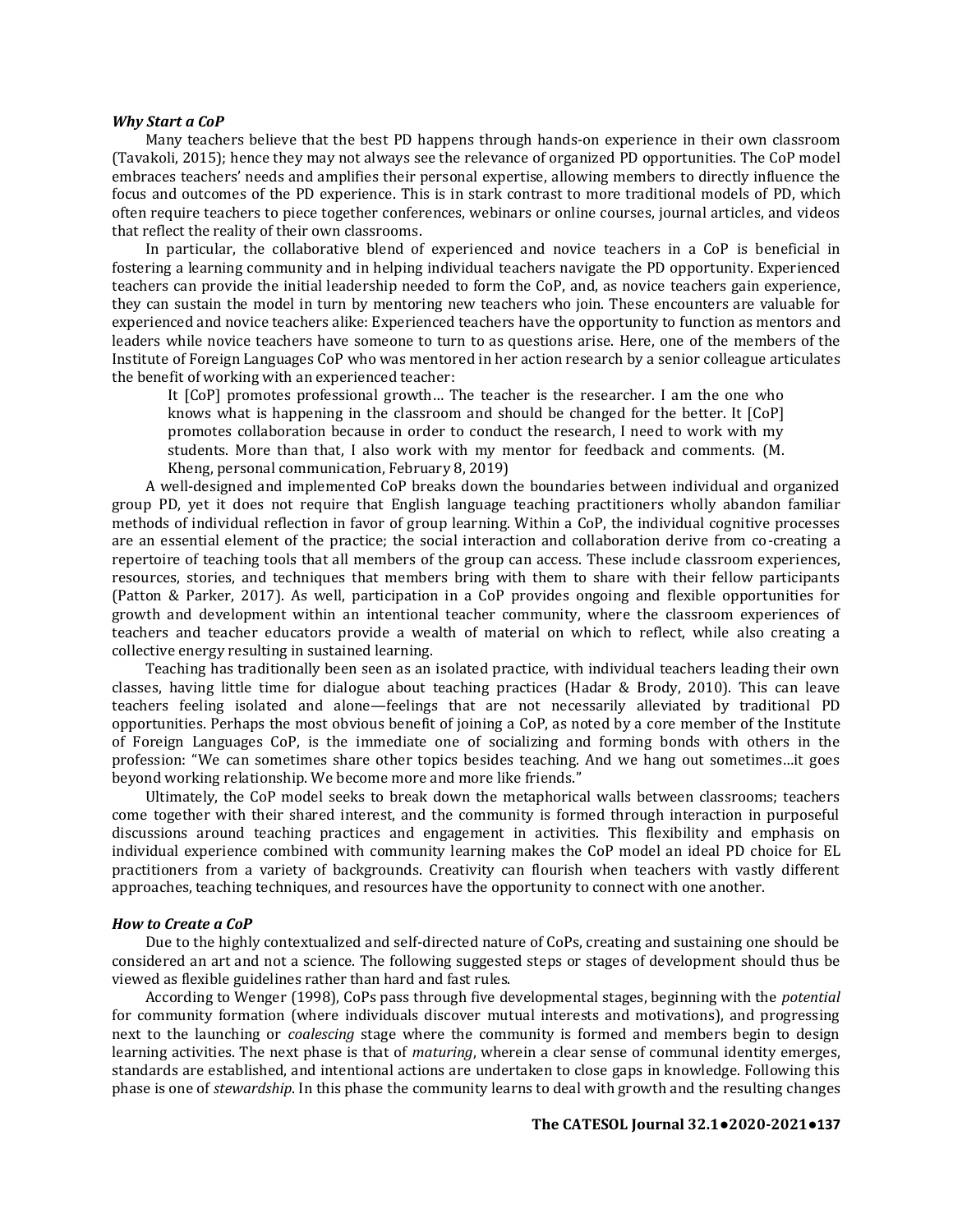### *Why Start a CoP*

Many teachers believe that the best PD happens through hands-on experience in their own classroom (Tavakoli, 2015); hence they may not always see the relevance of organized PD opportunities. The CoP model embraces teachers' needs and amplifies their personal expertise, allowing members to directly influence the focus and outcomes of the PD experience. This is in stark contrast to more traditional models of PD, which often require teachers to piece together conferences, webinars or online courses, journal articles, and videos that reflect the reality of their own classrooms.

In particular, the collaborative blend of experienced and novice teachers in a CoP is beneficial in fostering a learning community and in helping individual teachers navigate the PD opportunity. Experienced teachers can provide the initial leadership needed to form the CoP, and, as novice teachers gain experience, they can sustain the model in turn by mentoring new teachers who join. These encounters are valuable for experienced and novice teachers alike: Experienced teachers have the opportunity to function as mentors and leaders while novice teachers have someone to turn to as questions arise. Here, one of the members of the Institute of Foreign Languages CoP who was mentored in her action research by a senior colleague articulates the benefit of working with an experienced teacher:

> It [CoP] promotes professional growth… The teacher is the researcher. I am the one who knows what is happening in the classroom and should be changed for the better. It [CoP] promotes collaboration because in order to conduct the research, I need to work with my students. More than that, I also work with my mentor for feedback and comments. (M. Kheng, personal communication, February 8, 2019)

A well-designed and implemented CoP breaks down the boundaries between individual and organized group PD, yet it does not require that English language teaching practitioners wholly abandon familiar methods of individual reflection in favor of group learning. Within a CoP, the individual cognitive processes are an essential element of the practice; the social interaction and collaboration derive from co-creating a repertoire of teaching tools that all members of the group can access. These include classroom experiences, resources, stories, and techniques that members bring with them to share with their fellow participants (Patton & Parker, 2017). As well, participation in a CoP provides ongoing and flexible opportunities for growth and development within an intentional teacher community, where the classroom experiences of teachers and teacher educators provide a wealth of material on which to reflect, while also creating a collective energy resulting in sustained learning.

Teaching has traditionally been seen as an isolated practice, with individual teachers leading their own classes, having little time for dialogue about teaching practices (Hadar & Brody, 2010). This can leave teachers feeling isolated and alone—feelings that are not necessarily alleviated by traditional PD opportunities. Perhaps the most obvious benefit of joining a CoP, as noted by a core member of the Institute of Foreign Languages CoP, is the immediate one of socializing and forming bonds with others in the profession: "We can sometimes share other topics besides teaching. And we hang out sometimes…it goes beyond working relationship. We become more and more like friends."

Ultimately, the CoP model seeks to break down the metaphorical walls between classrooms; teachers come together with their shared interest, and the community is formed through interaction in purposeful discussions around teaching practices and engagement in activities. This flexibility and emphasis on individual experience combined with community learning makes the CoP model an ideal PD choice for EL practitioners from a variety of backgrounds. Creativity can flourish when teachers with vastly different approaches, teaching techniques, and resources have the opportunity to connect with one another.

### *How to Create a CoP*

Due to the highly contextualized and self-directed nature of CoPs, creating and sustaining one should be considered an art and not a science. The following suggested steps or stages of development should thus be viewed as flexible guidelines rather than hard and fast rules.

According to Wenger (1998), CoPs pass through five developmental stages, beginning with the *potential* for community formation (where individuals discover mutual interests and motivations), and progressing next to the launching or *coalescing* stage where the community is formed and members begin to design learning activities. The next phase is that of *maturing*, wherein a clear sense of communal identity emerges, standards are established, and intentional actions are undertaken to close gaps in knowledge. Following this phase is one of *stewardship*. In this phase the community learns to deal with growth and the resulting changes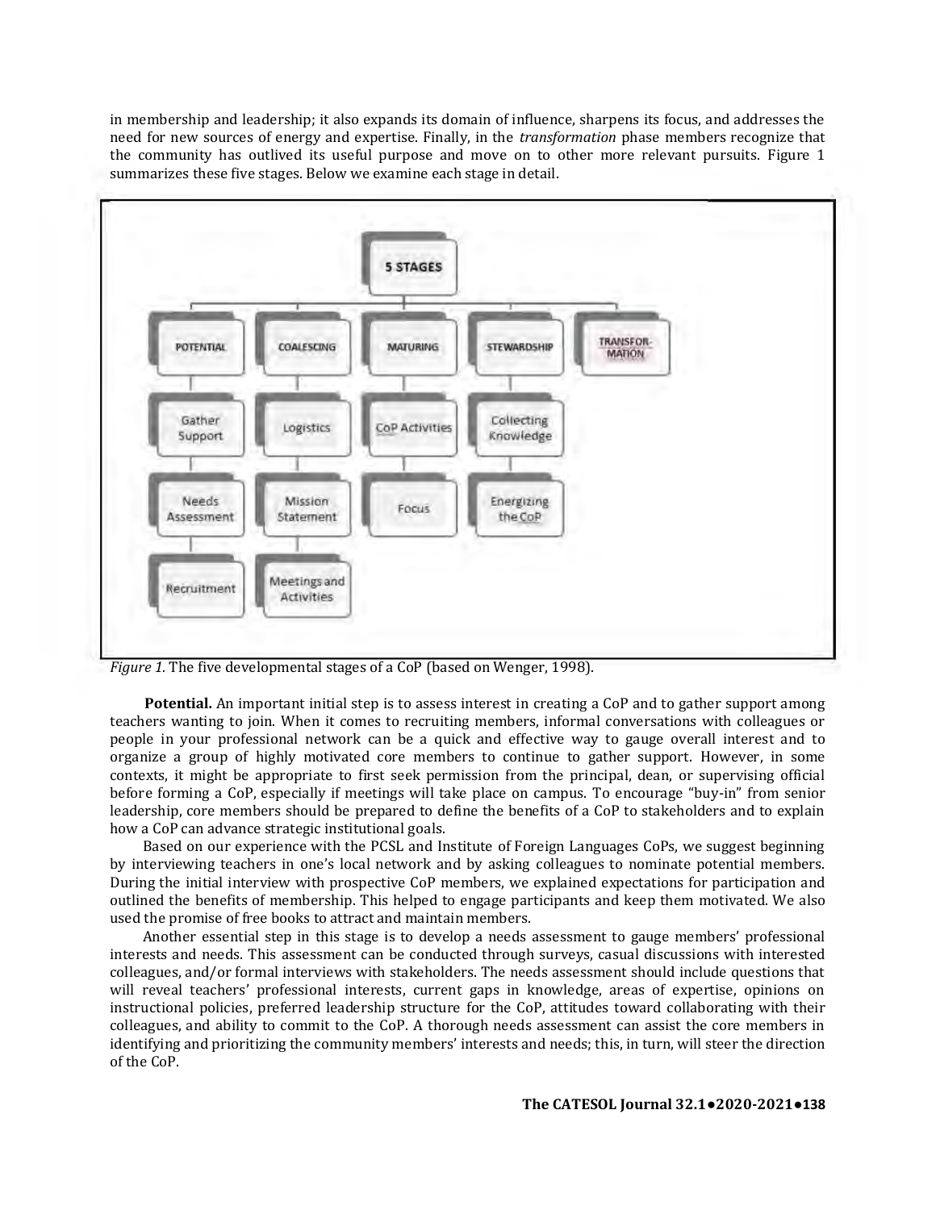in membership and leadership; it also expands its domain of influence, sharpens its focus, and addresses the need for new sources of energy and expertise. Finally, in the *transformation* phase members recognize that the community has outlived its useful purpose and move on to other more relevant pursuits. Figure 1 summarizes these five stages. Below we examine each stage in detail.

5 STAGES

- POTENTIAL
  - Gather Support
  - Needs Assessment
  - Recruitment
- COALESCING
  - Logistics
  - Mission Statement
  - Meetings and Activities
- MATURING
  - CoP Activities
  - Focus
- STEWARDSHIP
  - Collecting Knowledge
  - Energizing the CoP
- TRANSFORMATION

*Figure 1.* The five developmental stages of a CoP (based on Wenger, 1998).

**Potential.** An important initial step is to assess interest in creating a CoP and to gather support among teachers wanting to join. When it comes to recruiting members, informal conversations with colleagues or people in your professional network can be a quick and effective way to gauge overall interest and to organize a group of highly motivated core members to continue to gather support. However, in some contexts, it might be appropriate to first seek permission from the principal, dean, or supervising official before forming a CoP, especially if meetings will take place on campus. To encourage "buy-in" from senior leadership, core members should be prepared to define the benefits of a CoP to stakeholders and to explain how a CoP can advance strategic institutional goals.

Based on our experience with the PCSL and Institute of Foreign Languages CoPs, we suggest beginning by interviewing teachers in one's local network and by asking colleagues to nominate potential members. During the initial interview with prospective CoP members, we explained expectations for participation and outlined the benefits of membership. This helped to engage participants and keep them motivated. We also used the promise of free books to attract and maintain members.

Another essential step in this stage is to develop a needs assessment to gauge members' professional interests and needs. This assessment can be conducted through surveys, casual discussions with interested colleagues, and/or formal interviews with stakeholders. The needs assessment should include questions that will reveal teachers' professional interests, current gaps in knowledge, areas of expertise, opinions on instructional policies, preferred leadership structure for the CoP, attitudes toward collaborating with their colleagues, and ability to commit to the CoP. A thorough needs assessment can assist the core members in identifying and prioritizing the community members' interests and needs; this, in turn, will steer the direction of the CoP.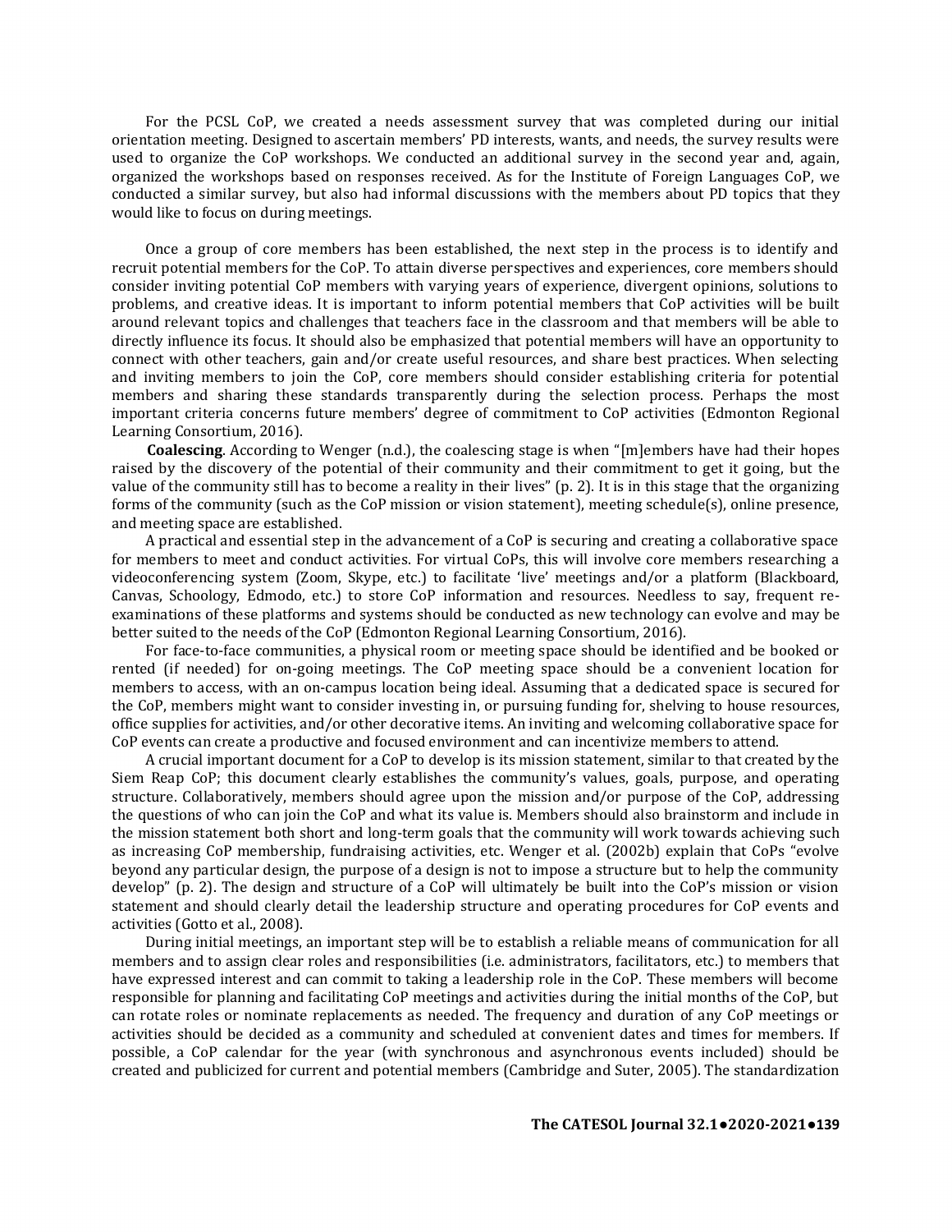For the PCSL CoP, we created a needs assessment survey that was completed during our initial orientation meeting. Designed to ascertain members' PD interests, wants, and needs, the survey results were used to organize the CoP workshops. We conducted an additional survey in the second year and, again, organized the workshops based on responses received. As for the Institute of Foreign Languages CoP, we conducted a similar survey, but also had informal discussions with the members about PD topics that they would like to focus on during meetings.

Once a group of core members has been established, the next step in the process is to identify and recruit potential members for the CoP. To attain diverse perspectives and experiences, core members should consider inviting potential CoP members with varying years of experience, divergent opinions, solutions to problems, and creative ideas. It is important to inform potential members that CoP activities will be built around relevant topics and challenges that teachers face in the classroom and that members will be able to directly influence its focus. It should also be emphasized that potential members will have an opportunity to connect with other teachers, gain and/or create useful resources, and share best practices. When selecting and inviting members to join the CoP, core members should consider establishing criteria for potential members and sharing these standards transparently during the selection process. Perhaps the most important criteria concerns future members' degree of commitment to CoP activities (Edmonton Regional Learning Consortium, 2016).

**Coalescing**. According to Wenger (n.d.), the coalescing stage is when "[m]embers have had their hopes raised by the discovery of the potential of their community and their commitment to get it going, but the value of the community still has to become a reality in their lives" (p. 2). It is in this stage that the organizing forms of the community (such as the CoP mission or vision statement), meeting schedule(s), online presence, and meeting space are established.

A practical and essential step in the advancement of a CoP is securing and creating a collaborative space for members to meet and conduct activities. For virtual CoPs, this will involve core members researching a videoconferencing system (Zoom, Skype, etc.) to facilitate 'live' meetings and/or a platform (Blackboard, Canvas, Schoology, Edmodo, etc.) to store CoP information and resources. Needless to say, frequent re-examinations of these platforms and systems should be conducted as new technology can evolve and may be better suited to the needs of the CoP (Edmonton Regional Learning Consortium, 2016).

For face-to-face communities, a physical room or meeting space should be identified and be booked or rented (if needed) for on-going meetings. The CoP meeting space should be a convenient location for members to access, with an on-campus location being ideal. Assuming that a dedicated space is secured for the CoP, members might want to consider investing in, or pursuing funding for, shelving to house resources, office supplies for activities, and/or other decorative items. An inviting and welcoming collaborative space for CoP events can create a productive and focused environment and can incentivize members to attend.

A crucial important document for a CoP to develop is its mission statement, similar to that created by the Siem Reap CoP; this document clearly establishes the community's values, goals, purpose, and operating structure. Collaboratively, members should agree upon the mission and/or purpose of the CoP, addressing the questions of who can join the CoP and what its value is. Members should also brainstorm and include in the mission statement both short and long-term goals that the community will work towards achieving such as increasing CoP membership, fundraising activities, etc. Wenger et al. (2002b) explain that CoPs "evolve beyond any particular design, the purpose of a design is not to impose a structure but to help the community develop" (p. 2). The design and structure of a CoP will ultimately be built into the CoP's mission or vision statement and should clearly detail the leadership structure and operating procedures for CoP events and activities (Gotto et al., 2008).

During initial meetings, an important step will be to establish a reliable means of communication for all members and to assign clear roles and responsibilities (i.e. administrators, facilitators, etc.) to members that have expressed interest and can commit to taking a leadership role in the CoP. These members will become responsible for planning and facilitating CoP meetings and activities during the initial months of the CoP, but can rotate roles or nominate replacements as needed. The frequency and duration of any CoP meetings or activities should be decided as a community and scheduled at convenient dates and times for members. If possible, a CoP calendar for the year (with synchronous and asynchronous events included) should be created and publicized for current and potential members (Cambridge and Suter, 2005). The standardization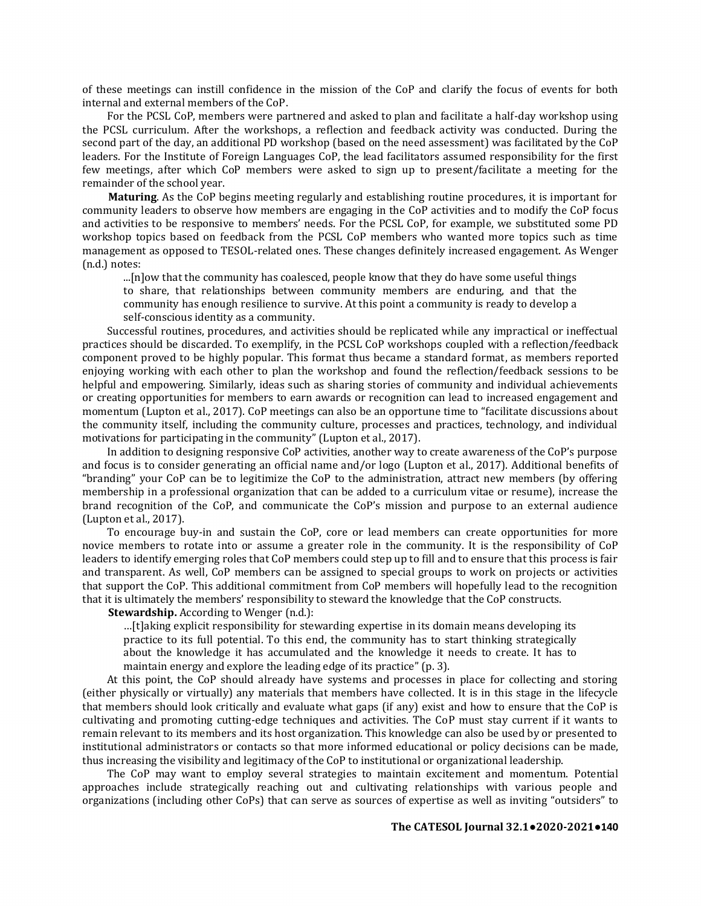of these meetings can instill confidence in the mission of the CoP and clarify the focus of events for both internal and external members of the CoP.

For the PCSL CoP, members were partnered and asked to plan and facilitate a half-day workshop using the PCSL curriculum. After the workshops, a reflection and feedback activity was conducted. During the second part of the day, an additional PD workshop (based on the need assessment) was facilitated by the CoP leaders. For the Institute of Foreign Languages CoP, the lead facilitators assumed responsibility for the first few meetings, after which CoP members were asked to sign up to present/facilitate a meeting for the remainder of the school year.

**Maturing**. As the CoP begins meeting regularly and establishing routine procedures, it is important for community leaders to observe how members are engaging in the CoP activities and to modify the CoP focus and activities to be responsive to members' needs. For the PCSL CoP, for example, we substituted some PD workshop topics based on feedback from the PCSL CoP members who wanted more topics such as time management as opposed to TESOL-related ones. These changes definitely increased engagement. As Wenger (n.d.) notes:

> ...[n]ow that the community has coalesced, people know that they do have some useful things to share, that relationships between community members are enduring, and that the community has enough resilience to survive. At this point a community is ready to develop a self-conscious identity as a community.

Successful routines, procedures, and activities should be replicated while any impractical or ineffectual practices should be discarded. To exemplify, in the PCSL CoP workshops coupled with a reflection/feedback component proved to be highly popular. This format thus became a standard format, as members reported enjoying working with each other to plan the workshop and found the reflection/feedback sessions to be helpful and empowering. Similarly, ideas such as sharing stories of community and individual achievements or creating opportunities for members to earn awards or recognition can lead to increased engagement and momentum (Lupton et al., 2017). CoP meetings can also be an opportune time to "facilitate discussions about the community itself, including the community culture, processes and practices, technology, and individual motivations for participating in the community" (Lupton et al., 2017).

In addition to designing responsive CoP activities, another way to create awareness of the CoP's purpose and focus is to consider generating an official name and/or logo (Lupton et al., 2017). Additional benefits of "branding" your CoP can be to legitimize the CoP to the administration, attract new members (by offering membership in a professional organization that can be added to a curriculum vitae or resume), increase the brand recognition of the CoP, and communicate the CoP's mission and purpose to an external audience (Lupton et al., 2017).

To encourage buy-in and sustain the CoP, core or lead members can create opportunities for more novice members to rotate into or assume a greater role in the community. It is the responsibility of CoP leaders to identify emerging roles that CoP members could step up to fill and to ensure that this process is fair and transparent. As well, CoP members can be assigned to special groups to work on projects or activities that support the CoP. This additional commitment from CoP members will hopefully lead to the recognition that it is ultimately the members' responsibility to steward the knowledge that the CoP constructs.

**Stewardship.** According to Wenger (n.d.):

> …[t]aking explicit responsibility for stewarding expertise in its domain means developing its practice to its full potential. To this end, the community has to start thinking strategically about the knowledge it has accumulated and the knowledge it needs to create. It has to maintain energy and explore the leading edge of its practice" (p. 3).

At this point, the CoP should already have systems and processes in place for collecting and storing (either physically or virtually) any materials that members have collected. It is in this stage in the lifecycle that members should look critically and evaluate what gaps (if any) exist and how to ensure that the CoP is cultivating and promoting cutting-edge techniques and activities. The CoP must stay current if it wants to remain relevant to its members and its host organization. This knowledge can also be used by or presented to institutional administrators or contacts so that more informed educational or policy decisions can be made, thus increasing the visibility and legitimacy of the CoP to institutional or organizational leadership.

The CoP may want to employ several strategies to maintain excitement and momentum. Potential approaches include strategically reaching out and cultivating relationships with various people and organizations (including other CoPs) that can serve as sources of expertise as well as inviting "outsiders" to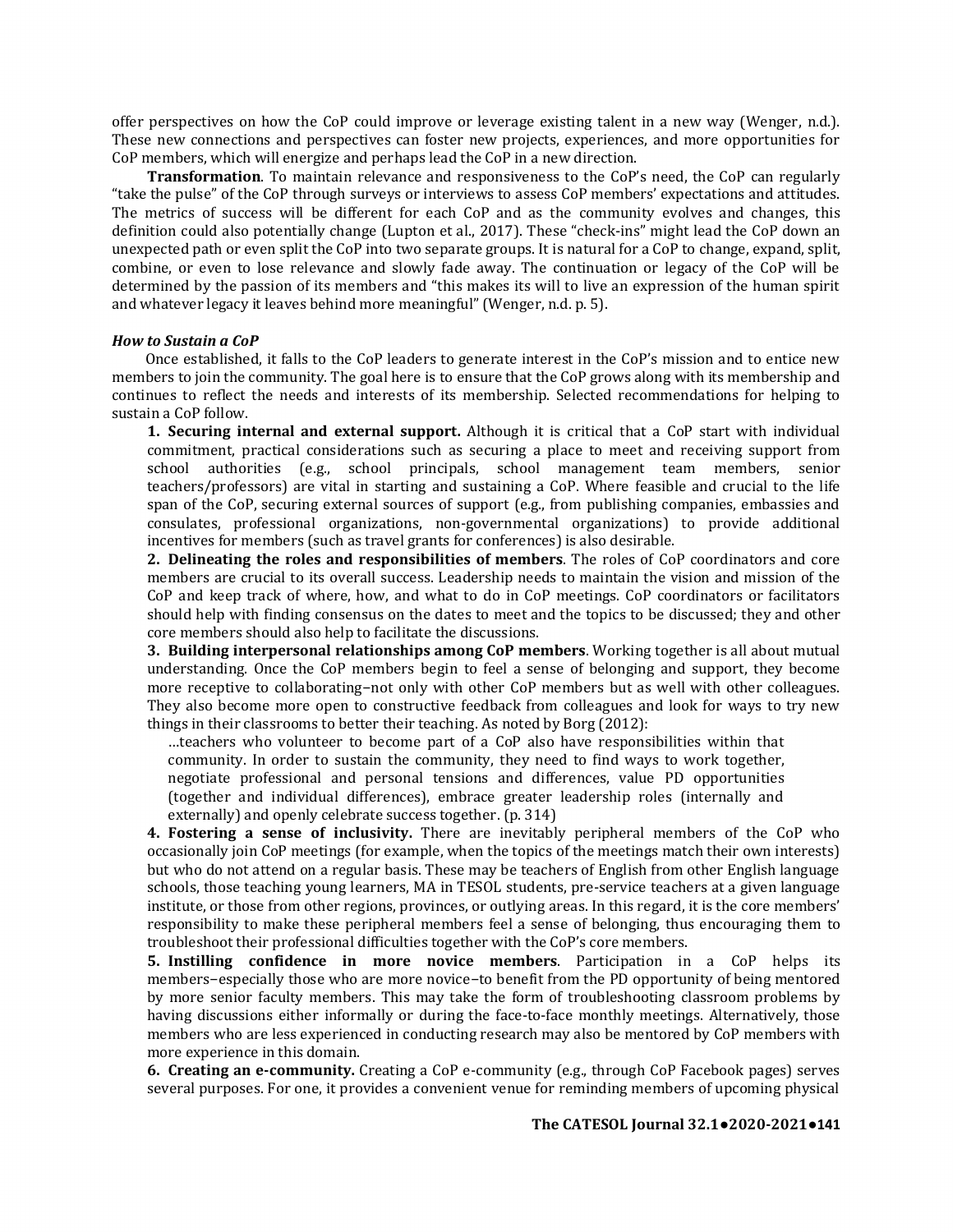offer perspectives on how the CoP could improve or leverage existing talent in a new way (Wenger, n.d.). These new connections and perspectives can foster new projects, experiences, and more opportunities for CoP members, which will energize and perhaps lead the CoP in a new direction.

**Transformation**. To maintain relevance and responsiveness to the CoP's need, the CoP can regularly "take the pulse" of the CoP through surveys or interviews to assess CoP members' expectations and attitudes. The metrics of success will be different for each CoP and as the community evolves and changes, this definition could also potentially change (Lupton et al., 2017). These "check-ins" might lead the CoP down an unexpected path or even split the CoP into two separate groups. It is natural for a CoP to change, expand, split, combine, or even to lose relevance and slowly fade away. The continuation or legacy of the CoP will be determined by the passion of its members and "this makes its will to live an expression of the human spirit and whatever legacy it leaves behind more meaningful" (Wenger, n.d. p. 5).

### *How to Sustain a CoP*

Once established, it falls to the CoP leaders to generate interest in the CoP's mission and to entice new members to join the community. The goal here is to ensure that the CoP grows along with its membership and continues to reflect the needs and interests of its membership. Selected recommendations for helping to sustain a CoP follow.

**1. Securing internal and external support.** Although it is critical that a CoP start with individual commitment, practical considerations such as securing a place to meet and receiving support from school authorities (e.g., school principals, school management team members, senior teachers/professors) are vital in starting and sustaining a CoP. Where feasible and crucial to the life span of the CoP, securing external sources of support (e.g., from publishing companies, embassies and consulates, professional organizations, non-governmental organizations) to provide additional incentives for members (such as travel grants for conferences) is also desirable.

**2. Delineating the roles and responsibilities of members**. The roles of CoP coordinators and core members are crucial to its overall success. Leadership needs to maintain the vision and mission of the CoP and keep track of where, how, and what to do in CoP meetings. CoP coordinators or facilitators should help with finding consensus on the dates to meet and the topics to be discussed; they and other core members should also help to facilitate the discussions.

**3. Building interpersonal relationships among CoP members**. Working together is all about mutual understanding. Once the CoP members begin to feel a sense of belonging and support, they become more receptive to collaborating–not only with other CoP members but as well with other colleagues. They also become more open to constructive feedback from colleagues and look for ways to try new things in their classrooms to better their teaching. As noted by Borg (2012):

> …teachers who volunteer to become part of a CoP also have responsibilities within that community. In order to sustain the community, they need to find ways to work together, negotiate professional and personal tensions and differences, value PD opportunities (together and individual differences), embrace greater leadership roles (internally and externally) and openly celebrate success together. (p. 314)

**4. Fostering a sense of inclusivity.** There are inevitably peripheral members of the CoP who occasionally join CoP meetings (for example, when the topics of the meetings match their own interests) but who do not attend on a regular basis. These may be teachers of English from other English language schools, those teaching young learners, MA in TESOL students, pre-service teachers at a given language institute, or those from other regions, provinces, or outlying areas. In this regard, it is the core members' responsibility to make these peripheral members feel a sense of belonging, thus encouraging them to troubleshoot their professional difficulties together with the CoP's core members.

**5. Instilling confidence in more novice members**. Participation in a CoP helps its members–especially those who are more novice–to benefit from the PD opportunity of being mentored by more senior faculty members. This may take the form of troubleshooting classroom problems by having discussions either informally or during the face-to-face monthly meetings. Alternatively, those members who are less experienced in conducting research may also be mentored by CoP members with more experience in this domain.

**6. Creating an e-community.** Creating a CoP e-community (e.g., through CoP Facebook pages) serves several purposes. For one, it provides a convenient venue for reminding members of upcoming physical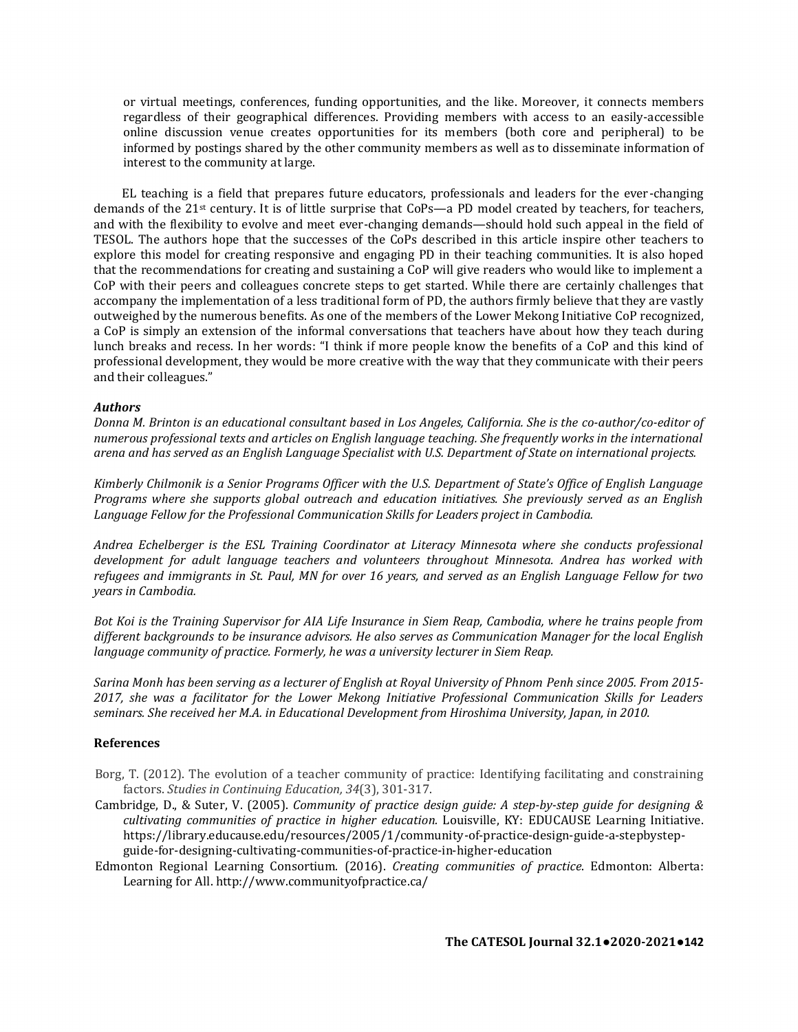or virtual meetings, conferences, funding opportunities, and the like. Moreover, it connects members regardless of their geographical differences. Providing members with access to an easily-accessible online discussion venue creates opportunities for its members (both core and peripheral) to be informed by postings shared by the other community members as well as to disseminate information of interest to the community at large.

EL teaching is a field that prepares future educators, professionals and leaders for the ever-changing demands of the 21st century. It is of little surprise that CoPs—a PD model created by teachers, for teachers, and with the flexibility to evolve and meet ever-changing demands—should hold such appeal in the field of TESOL. The authors hope that the successes of the CoPs described in this article inspire other teachers to explore this model for creating responsive and engaging PD in their teaching communities. It is also hoped that the recommendations for creating and sustaining a CoP will give readers who would like to implement a CoP with their peers and colleagues concrete steps to get started. While there are certainly challenges that accompany the implementation of a less traditional form of PD, the authors firmly believe that they are vastly outweighed by the numerous benefits. As one of the members of the Lower Mekong Initiative CoP recognized, a CoP is simply an extension of the informal conversations that teachers have about how they teach during lunch breaks and recess. In her words: "I think if more people know the benefits of a CoP and this kind of professional development, they would be more creative with the way that they communicate with their peers and their colleagues."

### *Authors*

*Donna M. Brinton is an educational consultant based in Los Angeles, California. She is the co-author/co-editor of numerous professional texts and articles on English language teaching. She frequently works in the international arena and has served as an English Language Specialist with U.S. Department of State on international projects.*

*Kimberly Chilmonik is a Senior Programs Officer with the U.S. Department of State's Office of English Language Programs where she supports global outreach and education initiatives. She previously served as an English Language Fellow for the Professional Communication Skills for Leaders project in Cambodia.*

*Andrea Echelberger is the ESL Training Coordinator at Literacy Minnesota where she conducts professional development for adult language teachers and volunteers throughout Minnesota. Andrea has worked with refugees and immigrants in St. Paul, MN for over 16 years, and served as an English Language Fellow for two years in Cambodia.*

*Bot Koi is the Training Supervisor for AIA Life Insurance in Siem Reap, Cambodia, where he trains people from different backgrounds to be insurance advisors. He also serves as Communication Manager for the local English language community of practice. Formerly, he was a university lecturer in Siem Reap.*

*Sarina Monh has been serving as a lecturer of English at Royal University of Phnom Penh since 2005. From 2015-2017, she was a facilitator for the Lower Mekong Initiative Professional Communication Skills for Leaders seminars. She received her M.A. in Educational Development from Hiroshima University, Japan, in 2010.*

### References

Borg, T. (2012). The evolution of a teacher community of practice: Identifying facilitating and constraining factors. *Studies in Continuing Education, 34*(3), 301-317.

Cambridge, D., & Suter, V. (2005). *Community of practice design guide: A step-by-step guide for designing & cultivating communities of practice in higher education.* Louisville, KY: EDUCAUSE Learning Initiative. https://library.educause.edu/resources/2005/1/community-of-practice-design-guide-a-stepbystep-guide-for-designing-cultivating-communities-of-practice-in-higher-education

Edmonton Regional Learning Consortium. (2016). *Creating communities of practice*. Edmonton: Alberta: Learning for All. http://www.communityofpractice.ca/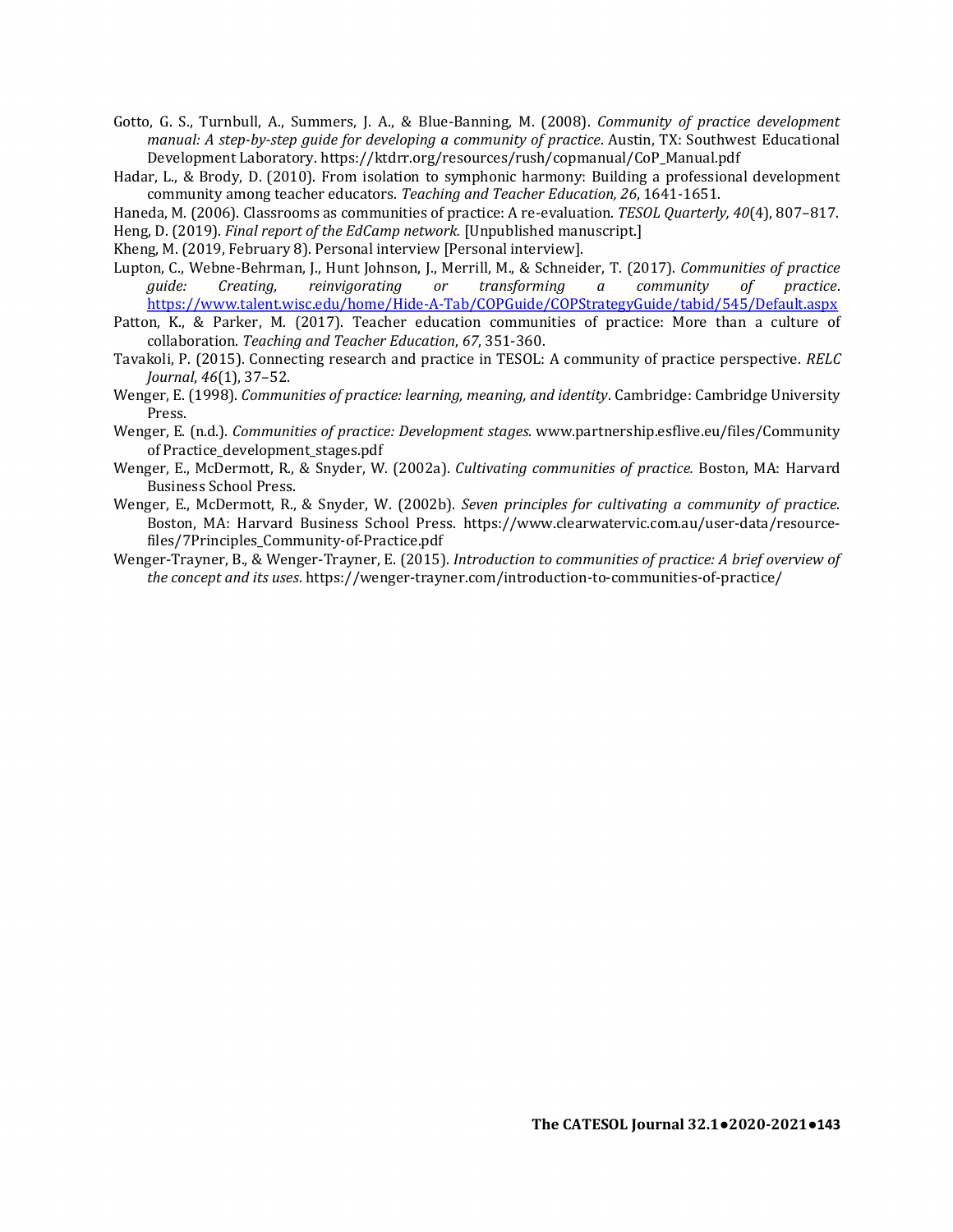Gotto, G. S., Turnbull, A., Summers, J. A., & Blue-Banning, M. (2008). *Community of practice development manual: A step-by-step guide for developing a community of practice*. Austin, TX: Southwest Educational Development Laboratory. https://ktdrr.org/resources/rush/copmanual/CoP_Manual.pdf

Hadar, L., & Brody, D. (2010). From isolation to symphonic harmony: Building a professional development community among teacher educators. *Teaching and Teacher Education, 26*, 1641-1651.

Haneda, M. (2006). Classrooms as communities of practice: A re-evaluation. *TESOL Quarterly, 40*(4), 807–817.

Heng, D. (2019). *Final report of the EdCamp network.* [Unpublished manuscript.]

Kheng, M. (2019, February 8). Personal interview [Personal interview].

Lupton, C., Webne-Behrman, J., Hunt Johnson, J., Merrill, M., & Schneider, T. (2017). *Communities of practice guide: Creating, reinvigorating or transforming a community of practice*. https://www.talent.wisc.edu/home/Hide-A-Tab/COPGuide/COPStrategyGuide/tabid/545/Default.aspx

Patton, K., & Parker, M. (2017). Teacher education communities of practice: More than a culture of collaboration. *Teaching and Teacher Education*, *67*, 351-360.

Tavakoli, P. (2015). Connecting research and practice in TESOL: A community of practice perspective. *RELC Journal*, *46*(1), 37–52.

Wenger, E. (1998). *Communities of practice: learning, meaning, and identity*. Cambridge: Cambridge University Press.

Wenger, E. (n.d.). *Communities of practice: Development stages*. www.partnership.esflive.eu/files/Community of Practice_development_stages.pdf

Wenger, E., McDermott, R., & Snyder, W. (2002a). *Cultivating communities of practice.* Boston, MA: Harvard Business School Press.

Wenger, E., McDermott, R., & Snyder, W. (2002b). *Seven principles for cultivating a community of practice*. Boston, MA: Harvard Business School Press. https://www.clearwatervic.com.au/user-data/resource-files/7Principles_Community-of-Practice.pdf

Wenger-Trayner, B., & Wenger-Trayner, E. (2015). *Introduction to communities of practice: A brief overview of the concept and its uses*. https://wenger-trayner.com/introduction-to-communities-of-practice/